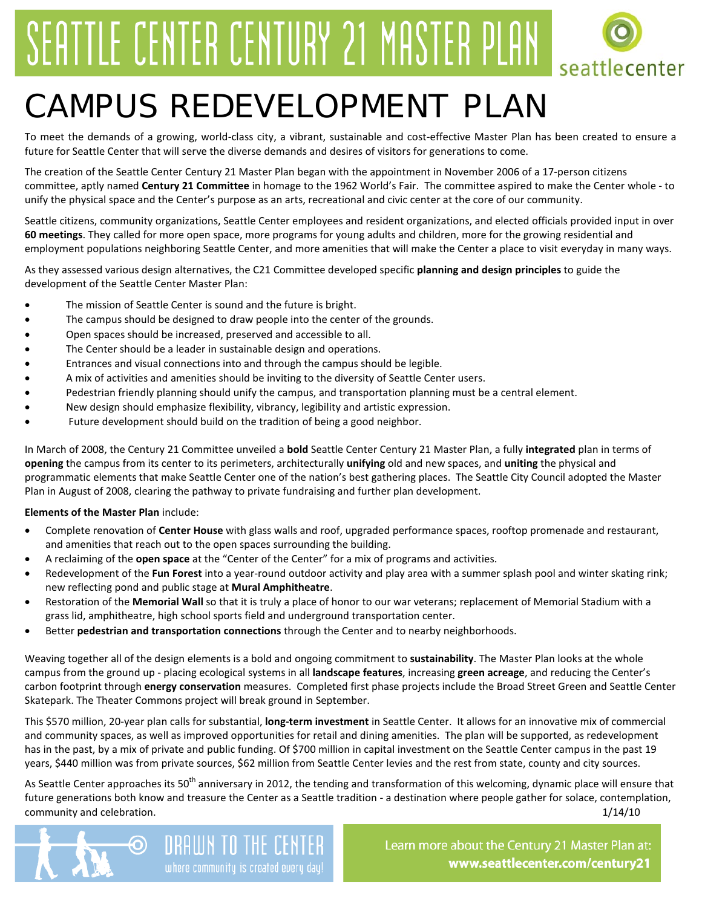# SEATTLE CENTER CENTURY 21 MASTER PLAN

seattlecenter

# CAMPUS REDEVELOPMENT PLAN

To meet the demands of a growing, world-class city, a vibrant, sustainable and cost-effective Master Plan has been created to ensure a future for Seattle Center that will serve the diverse demands and desires of visitors for generations to come.

The creation of the Seattle Center Century 21 Master Plan began with the appointment in November 2006 of a 17-person citizens committee, aptly named **Century 21 Committee** in homage to the 1962 World's Fair. The committee aspired to make the Center whole - to unify the physical space and the Center's purpose as an arts, recreational and civic center at the core of our community.

Seattle citizens, community organizations, Seattle Center employees and resident organizations, and elected officials provided input in over **60 meetings**. They called for more open space, more programs for young adults and children, more for the growing residential and employment populations neighboring Seattle Center, and more amenities that will make the Center a place to visit everyday in many ways.

As they assessed various design alternatives, the C21 Committee developed specific **planning and design principles** to guide the development of the Seattle Center Master Plan:

- The mission of Seattle Center is sound and the future is bright.
- The campus should be designed to draw people into the center of the grounds.
- Open spaces should be increased, preserved and accessible to all.
- The Center should be a leader in sustainable design and operations.
- Entrances and visual connections into and through the campus should be legible.
- A mix of activities and amenities should be inviting to the diversity of Seattle Center users.
- Pedestrian friendly planning should unify the campus, and transportation planning must be a central element.
- New design should emphasize flexibility, vibrancy, legibility and artistic expression.
- Future development should build on the tradition of being a good neighbor.

In March of 2008, the Century 21 Committee unveiled a **bold** Seattle Center Century 21 Master Plan, a fully **integrated** plan in terms of **opening** the campus from its center to its perimeters, architecturally **unifying** old and new spaces, and **uniting** the physical and programmatic elements that make Seattle Center one of the nation's best gathering places. The Seattle City Council adopted the Master Plan in August of 2008, clearing the pathway to private fundraising and further plan development.

**Elements of the Master Plan** include:

- Complete renovation of **Center House** with glass walls and roof, upgraded performance spaces, rooftop promenade and restaurant, and amenities that reach out to the open spaces surrounding the building.
- A reclaiming of the **open space** at the "Center of the Center" for a mix of programs and activities.
- Redevelopment of the **Fun Forest** into a year-round outdoor activity and play area with a summer splash pool and winter skating rink; new reflecting pond and public stage at **Mural Amphitheatre**.
- Restoration of the **Memorial Wall** so that it is truly a place of honor to our war veterans; replacement of Memorial Stadium with a grass lid, amphitheatre, high school sports field and underground transportation center.
- Better **pedestrian and transportation connections** through the Center and to nearby neighborhoods.

Weaving together all of the design elements is a bold and ongoing commitment to **sustainability**. The Master Plan looks at the whole campus from the ground up - placing ecological systems in all **landscape features**, increasing **green acreage**, and reducing the Center's carbon footprint through **energy conservation** measures. Completed first phase projects include the Broad Street Green and Seattle Center Skatepark. The Theater Commons project will break ground in September.

This $570 million, 20-year plan calls for substantial, **long-term investment** in Seattle Center. It allows for an innovative mix of commercial and community spaces, as well as improved opportunities for retail and dining amenities. The plan will be supported, as redevelopment has in the past, by a mix of private and public funding. Of $700 million in capital investment on the Seattle Center campus in the past 19 years, $440 million was from private sources, $62 million from Seattle Center levies and the rest from state, county and city sources.

As Seattle Center approaches its 50th anniversary in 2012, the tending and transformation of this welcoming, dynamic place will ensure that future generations both know and treasure the Center as a Seattle tradition - a destination where people gather for solace, contemplation, community and celebration.

1/14/10

DRAWN TO THE CENTER
where community is created every day!

Learn more about the Century 21 Master Plan at:
**www.seattlecenter.com/century21**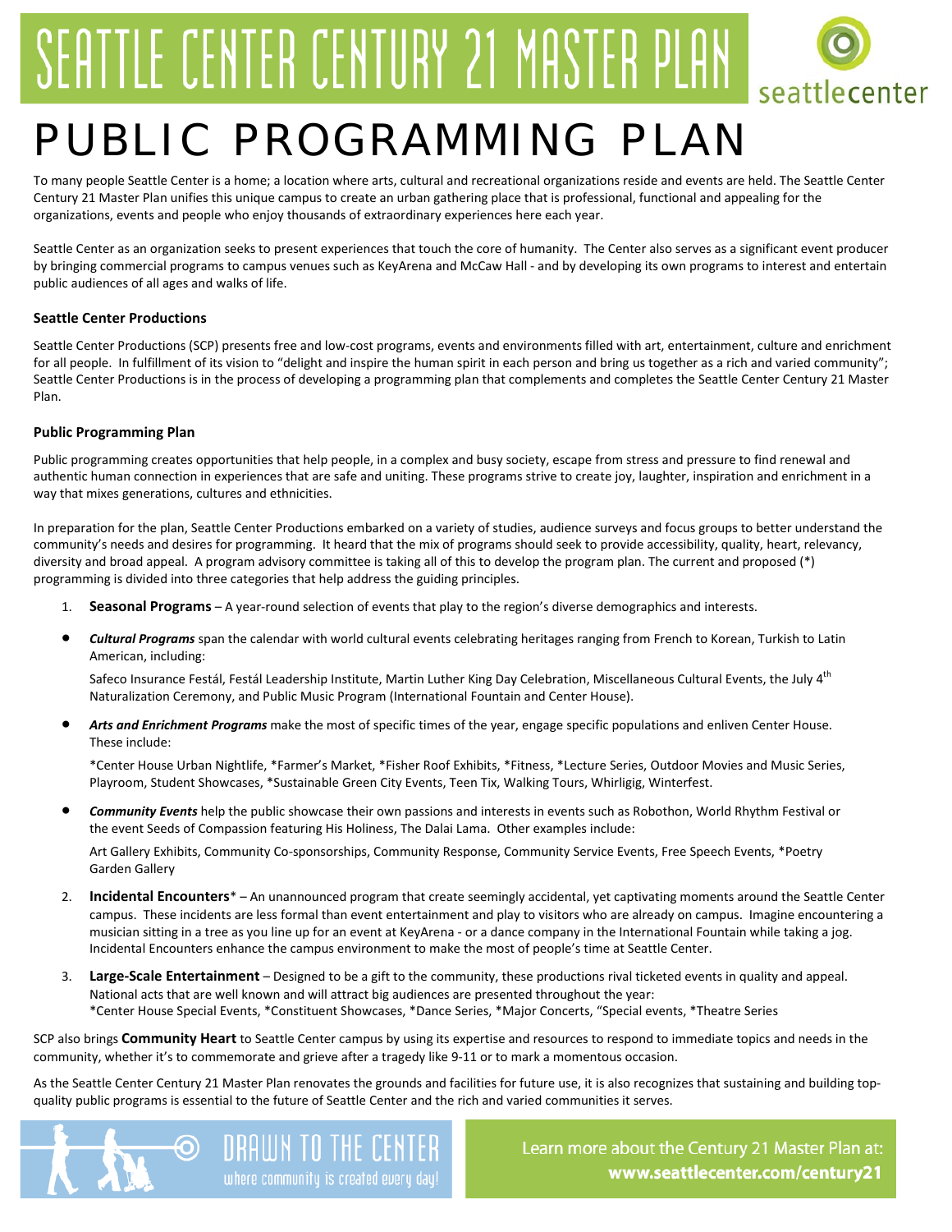# SEATTLE CENTER CENTURY 21 MASTER PLAN

seattlecenter

# PUBLIC PROGRAMMING PLAN

To many people Seattle Center is a home; a location where arts, cultural and recreational organizations reside and events are held. The Seattle Center Century 21 Master Plan unifies this unique campus to create an urban gathering place that is professional, functional and appealing for the organizations, events and people who enjoy thousands of extraordinary experiences here each year.

Seattle Center as an organization seeks to present experiences that touch the core of humanity. The Center also serves as a significant event producer by bringing commercial programs to campus venues such as KeyArena and McCaw Hall - and by developing its own programs to interest and entertain public audiences of all ages and walks of life.

### Seattle Center Productions

Seattle Center Productions (SCP) presents free and low-cost programs, events and environments filled with art, entertainment, culture and enrichment for all people. In fulfillment of its vision to "delight and inspire the human spirit in each person and bring us together as a rich and varied community"; Seattle Center Productions is in the process of developing a programming plan that complements and completes the Seattle Center Century 21 Master Plan.

### Public Programming Plan

Public programming creates opportunities that help people, in a complex and busy society, escape from stress and pressure to find renewal and authentic human connection in experiences that are safe and uniting. These programs strive to create joy, laughter, inspiration and enrichment in a way that mixes generations, cultures and ethnicities.

In preparation for the plan, Seattle Center Productions embarked on a variety of studies, audience surveys and focus groups to better understand the community's needs and desires for programming. It heard that the mix of programs should seek to provide accessibility, quality, heart, relevancy, diversity and broad appeal. A program advisory committee is taking all of this to develop the program plan. The current and proposed (*) programming is divided into three categories that help address the guiding principles.

1. **Seasonal Programs** – A year-round selection of events that play to the region's diverse demographics and interests.

- ***Cultural Programs*** span the calendar with world cultural events celebrating heritages ranging from French to Korean, Turkish to Latin American, including:

  Safeco Insurance Festál, Festál Leadership Institute, Martin Luther King Day Celebration, Miscellaneous Cultural Events, the July 4th Naturalization Ceremony, and Public Music Program (International Fountain and Center House).

- ***Arts and Enrichment Programs*** make the most of specific times of the year, engage specific populations and enliven Center House. These include:

  *Center House Urban Nightlife, *Farmer's Market, *Fisher Roof Exhibits, *Fitness, *Lecture Series, Outdoor Movies and Music Series, Playroom, Student Showcases, *Sustainable Green City Events, Teen Tix, Walking Tours, Whirligig, Winterfest.

- ***Community Events*** help the public showcase their own passions and interests in events such as Robothon, World Rhythm Festival or the event Seeds of Compassion featuring His Holiness, The Dalai Lama. Other examples include:

  Art Gallery Exhibits, Community Co-sponsorships, Community Response, Community Service Events, Free Speech Events, *Poetry Garden Gallery

2. **Incidental Encounters*** – An unannounced program that create seemingly accidental, yet captivating moments around the Seattle Center campus. These incidents are less formal than event entertainment and play to visitors who are already on campus. Imagine encountering a musician sitting in a tree as you line up for an event at KeyArena - or a dance company in the International Fountain while taking a jog. Incidental Encounters enhance the campus environment to make the most of people's time at Seattle Center.

3. **Large-Scale Entertainment** – Designed to be a gift to the community, these productions rival ticketed events in quality and appeal. National acts that are well known and will attract big audiences are presented throughout the year:
   *Center House Special Events, *Constituent Showcases, *Dance Series, *Major Concerts, "Special events, *Theatre Series

SCP also brings **Community Heart** to Seattle Center campus by using its expertise and resources to respond to immediate topics and needs in the community, whether it's to commemorate and grieve after a tragedy like 9-11 or to mark a momentous occasion.

As the Seattle Center Century 21 Master Plan renovates the grounds and facilities for future use, it is also recognizes that sustaining and building top-quality public programs is essential to the future of Seattle Center and the rich and varied communities it serves.

DRAWN TO THE CENTER
where community is created every day!

Learn more about the Century 21 Master Plan at:
**www.seattlecenter.com/century21**